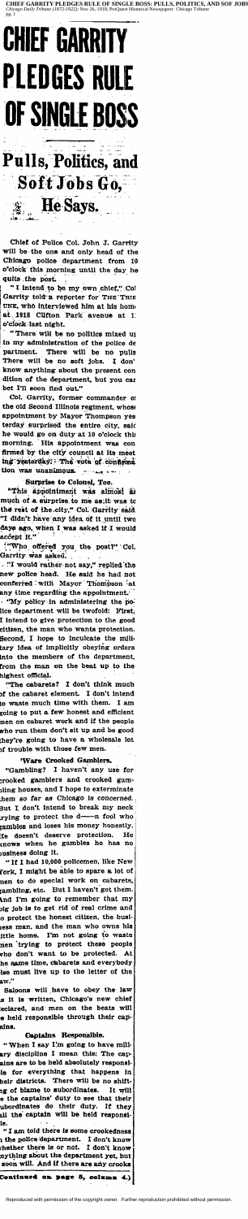# CHIEF GARRITY PLEDGES RULE OF SINGLE BOSS

## Pulls, Politics, and Soft Jobs Go, He Says.

Chief of Police Col. John J. Garrity will be the one and only head of the Chicago police department from 10 o'clock this morning until the day he quits the post.

"I intend to be my own chief," Col. Garrity told a reporter for THE TRIBUNE, who interviewed him at his home at 1918 Clifton Park avenue at 11 o'clock last night.

"There will be no politics mixed up in my administration of the police department. There will be no pulls. There will be no soft jobs. I don't know anything about the present condition of the department, but you can bet I'll soon find out."

Col. Garrity, former commander of the old Second Illinois regiment, whose appointment by Mayor Thompson yesterday surprised the entire city, said he would go on duty at 10 o'clock this morning. His appointment was confirmed by the city council at its meeting yesterday. The vote of confirmation was unanimous.

### Surprise to Colonel, Too.

"This appointment was almost as much of a surprise to me as it was to the rest of the city," Col. Garrity said. "I didn't have any idea of it until two days ago, when I was asked if I would accept it."

"Who offered you the post?" Col. Garrity was asked.

"I would rather not say," replied the new police head. He said he had not conferred with Mayor Thompson at any time regarding the appointment.

"My policy in administering the police department will be twofold: First, I intend to give protection to the good citizen, the man who wants protection. Second, I hope to inculcate the military idea of implicitly obeying orders into the members of the department, from the man on the beat up to the highest official.

"The cabarets? I don't think much of the cabaret element. I don't intend to waste much time with them. I am going to put a few honest and efficient men on cabaret work and if the people who run them don't sit up and be good they're going to have a wholesale lot of trouble with those few men.

### 'Ware Crooked Gamblers.

"Gambling? I haven't any use for crooked gamblers and crooked gambling houses, and I hope to exterminate them so far as Chicago is concerned. But I don't intend to break my neck trying to protect the d——n fool who gambles and loses his money honestly. He doesn't deserve protection. He knows when he gambles he has no business doing it.

"If I had 10,000 policemen, like New York, I might be able to spare a lot of men to do special work on cabarets, gambling, etc. But I haven't got them. And I'm going to remember that my big job is to get rid of real crime and to protect the honest citizen, the business man, and the man who owns his little home. I'm not going to waste men trying to protect these people who don't want to be protected. At the same time, cabarets and everybody else must live up to the letter of the law."

Saloons will have to obey the law as it is written, Chicago's new chief declared, and men on the beats will be held responsible through their captains.

### Captains Responsible.

"When I say I'm going to have military discipline I mean this: The captains are to be held absolutely responsible for everything that happens in their districts. There will be no shifting of blame to subordinates. It will be the captains' duty to see that their subordinates do their duty. If they fail the captain will be held responsible.

"I am told there is some crookedness in the police department. I don't know whether there is or not. I don't know anything about the department yet, but I soon will. And if there are any crooks

**(Continued on page 5, column 4.)**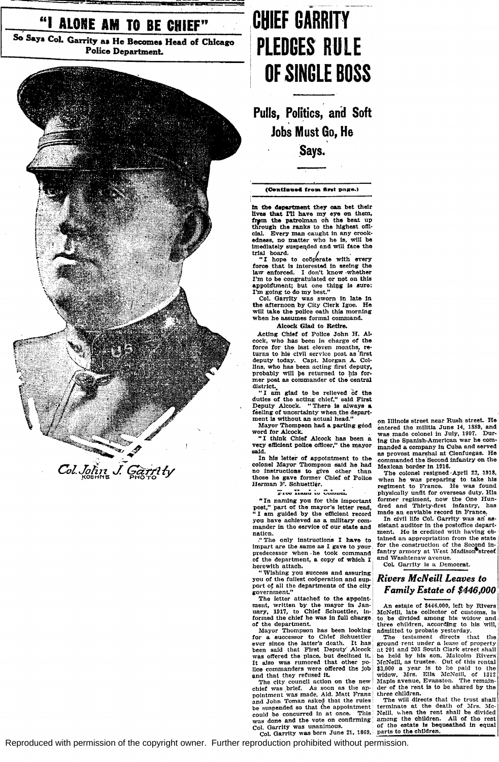## "I ALONE AM TO BE CHIEF"

**So Says Col. Garrity as He Becomes Head of Chicago Police Department.**

Col. John J. Garrity
KOEHNE PHOTO

# CHIEF GARRITY PLEDGES RULE OF SINGLE BOSS

## Pulls, Politics, and Soft Jobs Must Go, He Says.

(Continued from first page.)

**in the department** they can bet their lives that I'll have my eye on them, from the patrolman on the beat up through the ranks to the highest official. Every man caught in any crookedness, no matter who he is, will be immediately suspended and will face the trial board.

"I hope to coöperate with every force that is interested in seeing the law enforced. I don't know whether I'm to be congratulated or not on this appointment; but one thing is sure: I'm going to do my best."

Col. Garrity was sworn in late in the afternoon by City Clerk Igoe. He will take the police oath this morning when he assumes formal command.

**Alcock Glad to Retire.**

Acting Chief of Police John H. Alcock, who has been in charge of the force for the last eleven months, returns to his civil service post as first deputy today. Capt. Morgan A. Collins, who has been acting first deputy, probably will be returned to his former post as commander of the central district.

"I am glad to be relieved of the duties of the acting chief," said First Deputy Alcock. "There is always a feeling of uncertainty when the department is without an actual head."

Mayor Thompson had a parting good word for Alcock.

"I think Chief Alcock has been a very efficient police officer," the mayor said.

In his letter of appointment to the colonel Mayor Thompson said he had no instructions to give other than those he gave former Chief of Police Herman F. Schuettler.

**Free Hand to Colonel.**

"In naming you for this important post," part of the mayor's letter read, "I am guided by the efficient record you have achieved as a military commander in the service of our state and nation.

"The only instructions I have to impart are the same as I gave to your predecessor when he took command of the department, a copy of which I herewith attach.

"Wishing you success and assuring you of the fullest coöperation and support of all the departments of the city government."

The letter attached to the appointment, written by the mayor in January, 1917, to Chief Schuettler, informed the chief he was in full charge of the department.

Mayor Thompson has been looking for a successor to Chief Schuettler ever since the latter's death. It has been said that First Deputy Alcock was offered the place, but declined it. It also was rumored that other police commanders were offered the job and that they refused it.

The city council action on the new chief was brief. As soon as the appointment was made, Ald. Matt Franz and John Toman asked that the rules be suspended so that the appointment could be concurred in at once. This was done and the vote on confirming Col. Garrity was unanimous.

Col. Garrity was born June 21, 1869, on Illinois street near Rush street. He entered the militia June 14, 1889, and was made colonel in July, 1907. During the Spanish-American war he commanded a company in Cuba and served as provost marshal at Cienfuegas. He commanded the Second infantry on the Mexican border in 1916.

The colonel resigned April 22, 1918, when he was preparing to take his regiment to France. He was found physically unfit for overseas duty. His former regiment, now the One Hundred and Thirty-first infantry, has made an enviable record in France.

In civil life Col. Garrity was an assistant auditor in the postoffice department. He is credited with having obtained an appropriation from the state for the construction of the Second infantry armory at West Madison street and Washtenaw avenue.

Col. Garrity is a Democrat.

## *Rivers McNeill Leaves to Family Estate of $446,000*

An estate of $446,000, left by Rivers McNeill, late collector of customs, is to be divided among his widow and three children, according to his will, admitted to probate yesterday.

The testament directs that the ground rent under a lease of property at 201 and 203 South Clark street shall be held by his son, Malcolm Rivers McNeill, as trustee. Out of this rental $3,000 a year is to be paid to the widow, Mrs. Ella McNeill, of 1312 Maple avenue, Evanston. The remainder of the rent is to be shared by the three children.

The will directs that the trust shall terminate at the death of Mrs. McNeill, when the rent shall be divided among the children. All of the rest of the estate is bequeathed in equal parts to the children.

Reproduced with permission of the copyright owner. Further reproduction prohibited without permission.